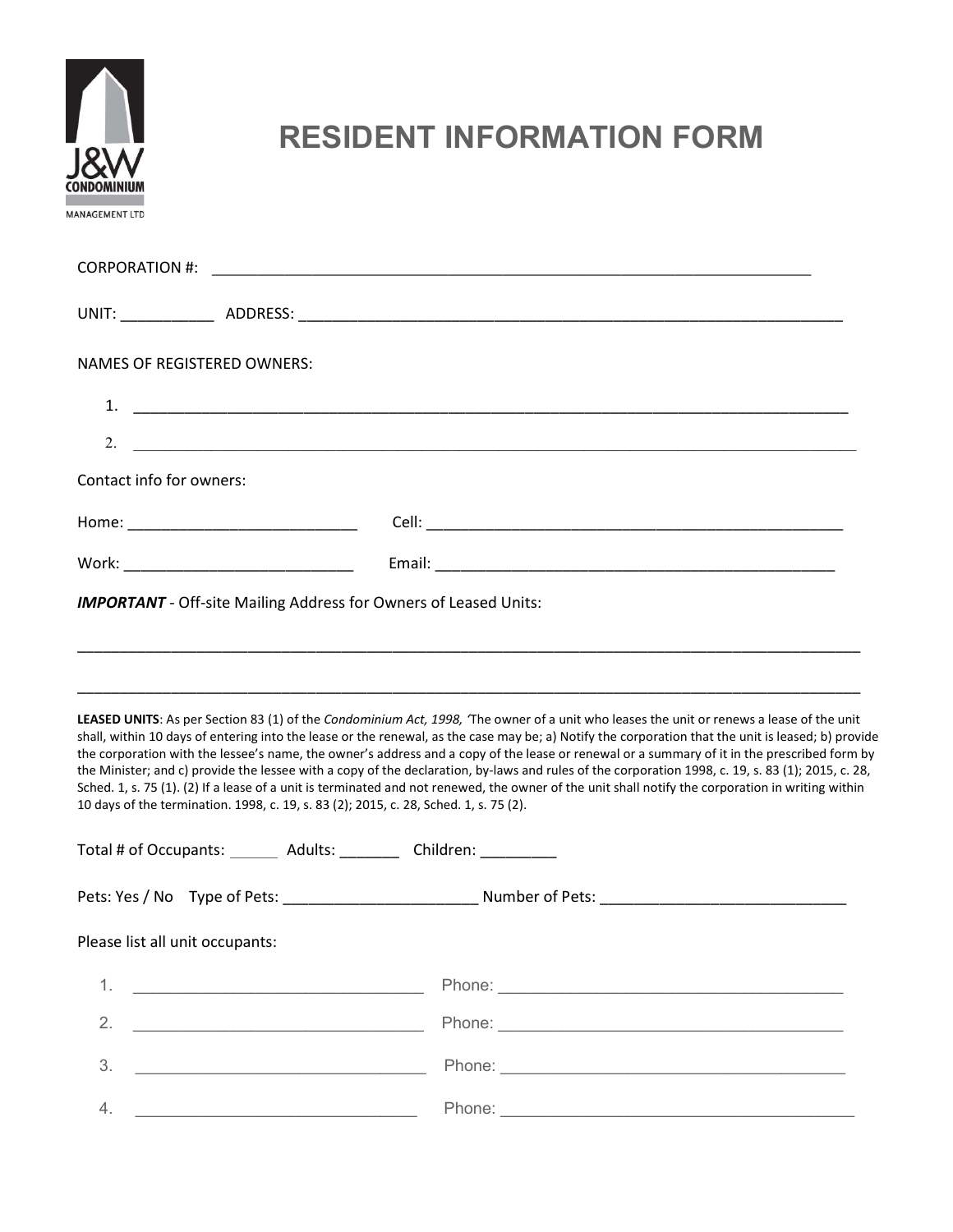J&W CONDOMINIUM MANAGEMENT LTD

# RESIDENT INFORMATION FORM

CORPORATION #: ______________________________________________________________________

UNIT: ___________ ADDRESS: ______________________________________________________________

NAMES OF REGISTERED OWNERS:

1. ______________________________________________________________________________
2. ______________________________________________________________________________

Contact info for owners:

Home: ___________________________ Cell: _______________________________________________

Work: ___________________________ Email: ______________________________________________

***IMPORTANT*** - Off-site Mailing Address for Owners of Leased Units:

_____________________________________________________________________________________

_____________________________________________________________________________________

**LEASED UNITS**: As per Section 83 (1) of the *Condominium Act, 1998, '*The owner of a unit who leases the unit or renews a lease of the unit shall, within 10 days of entering into the lease or the renewal, as the case may be; a) Notify the corporation that the unit is leased; b) provide the corporation with the lessee's name, the owner's address and a copy of the lease or renewal or a summary of it in the prescribed form by the Minister; and c) provide the lessee with a copy of the declaration, by-laws and rules of the corporation 1998, c. 19, s. 83 (1); 2015, c. 28, Sched. 1, s. 75 (1). (2) If a lease of a unit is terminated and not renewed, the owner of the unit shall notify the corporation in writing within 10 days of the termination. 1998, c. 19, s. 83 (2); 2015, c. 28, Sched. 1, s. 75 (2).

Total # of Occupants: ______ Adults: _______ Children: _________

Pets: Yes / No Type of Pets: ______________________ Number of Pets: ____________________________

Please list all unit occupants:

1. ________________________________ Phone: ______________________________________
2. ________________________________ Phone: ______________________________________
3. ________________________________ Phone: ______________________________________
4. ________________________________ Phone: ______________________________________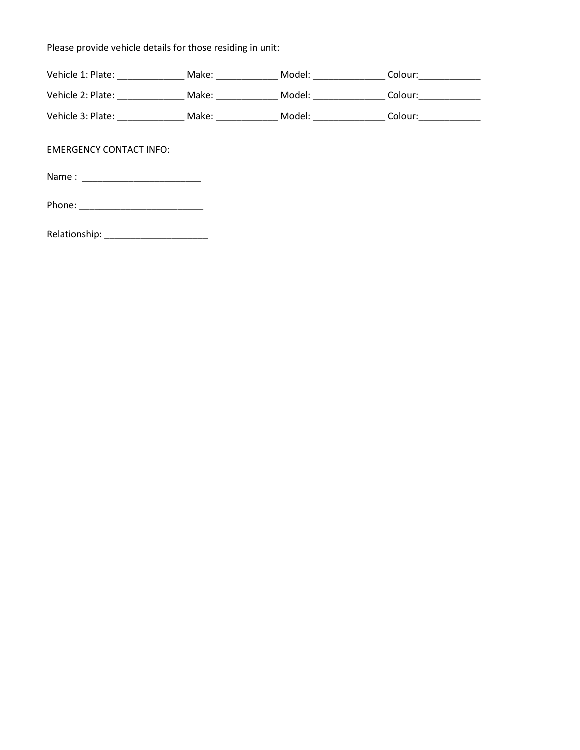Please provide vehicle details for those residing in unit:

Vehicle 1: Plate: _____________ Make: ____________ Model: ______________ Colour:____________

Vehicle 2: Plate: _____________ Make: ____________ Model: ______________ Colour:____________

Vehicle 3: Plate: _____________ Make: ____________ Model: ______________ Colour:____________

EMERGENCY CONTACT INFO:

Name : _______________________

Phone: ________________________

Relationship: ____________________